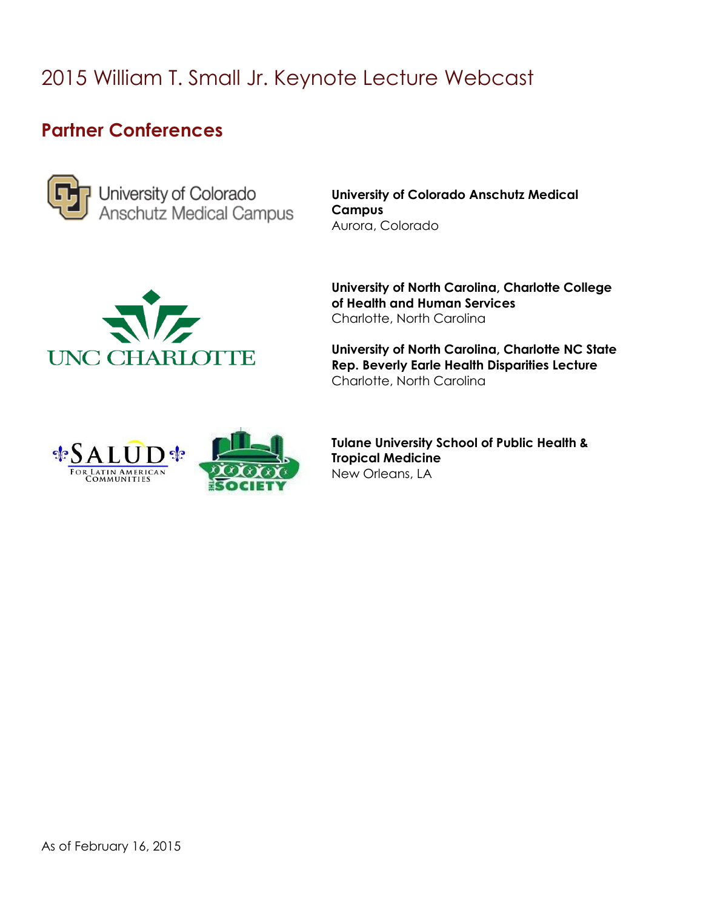# 2015 William T. Small Jr. Keynote Lecture Webcast

## Partner Conferences

**University of Colorado Anschutz Medical Campus**
Aurora, Colorado

**University of North Carolina, Charlotte College of Health and Human Services**
Charlotte, North Carolina

**University of North Carolina, Charlotte NC State Rep. Beverly Earle Health Disparities Lecture**
Charlotte, North Carolina

**Tulane University School of Public Health & Tropical Medicine**
New Orleans, LA

As of February 16, 2015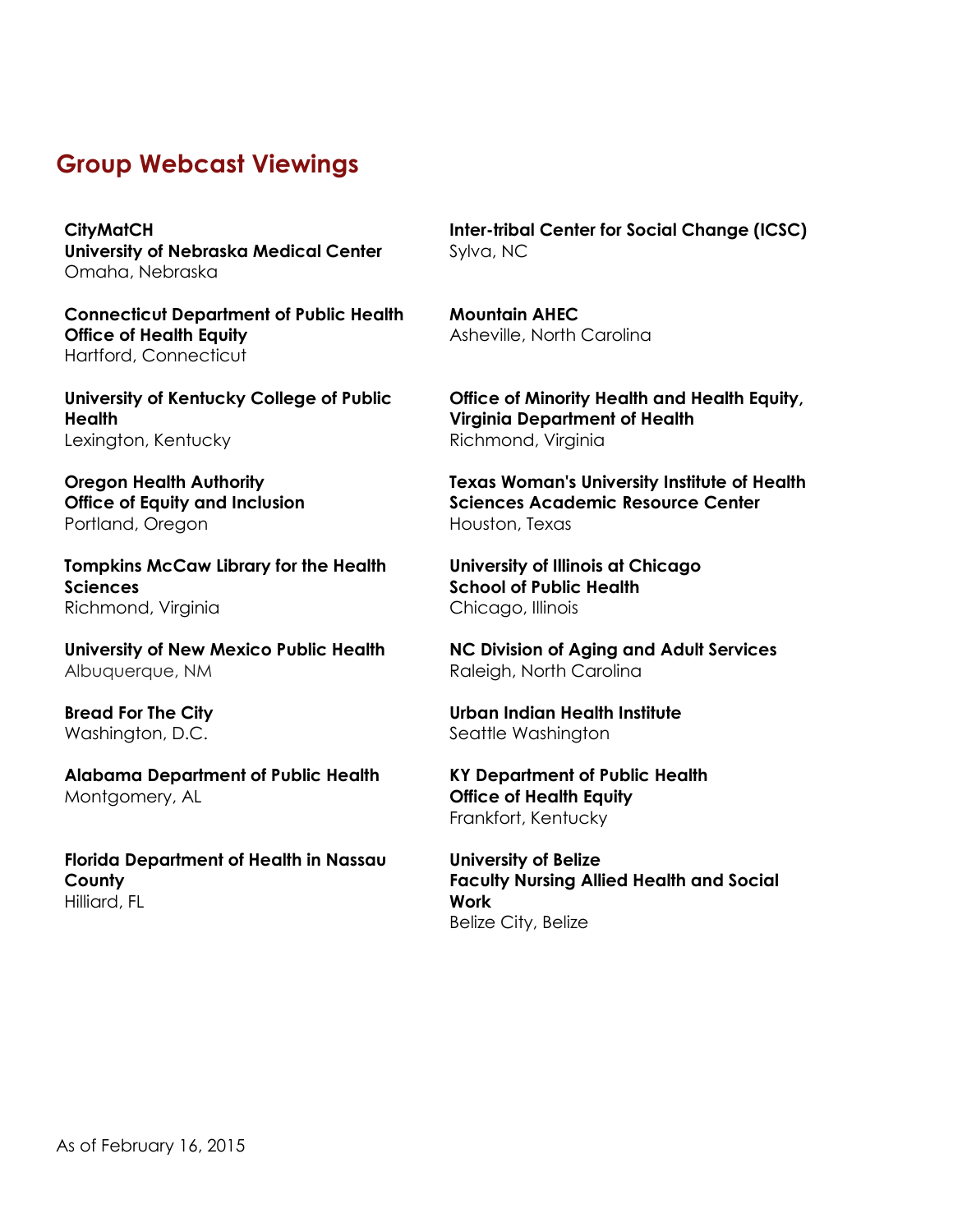## Group Webcast Viewings

**CityMatCH**
**University of Nebraska Medical Center**
Omaha, Nebraska

**Connecticut Department of Public Health**
**Office of Health Equity**
Hartford, Connecticut

**University of Kentucky College of Public Health**
Lexington, Kentucky

**Oregon Health Authority**
**Office of Equity and Inclusion**
Portland, Oregon

**Tompkins McCaw Library for the Health Sciences**
Richmond, Virginia

**University of New Mexico Public Health**
Albuquerque, NM

**Bread For The City**
Washington, D.C.

**Alabama Department of Public Health**
Montgomery, AL

**Florida Department of Health in Nassau County**
Hilliard, FL

**Inter-tribal Center for Social Change (ICSC)**
Sylva, NC

**Mountain AHEC**
Asheville, North Carolina

**Office of Minority Health and Health Equity, Virginia Department of Health**
Richmond, Virginia

**Texas Woman's University Institute of Health Sciences Academic Resource Center**
Houston, Texas

**University of Illinois at Chicago**
**School of Public Health**
Chicago, Illinois

**NC Division of Aging and Adult Services**
Raleigh, North Carolina

**Urban Indian Health Institute**
Seattle Washington

**KY Department of Public Health**
**Office of Health Equity**
Frankfort, Kentucky

**University of Belize**
**Faculty Nursing Allied Health and Social Work**
Belize City, Belize

As of February 16, 2015